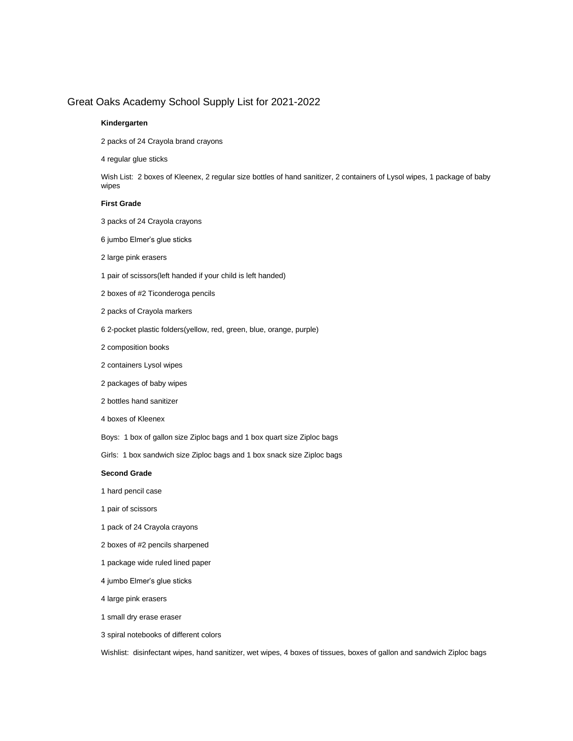# Great Oaks Academy School Supply List for 2021-2022

**Kindergarten**

2 packs of 24 Crayola brand crayons

4 regular glue sticks

Wish List: 2 boxes of Kleenex, 2 regular size bottles of hand sanitizer, 2 containers of Lysol wipes, 1 package of baby wipes

**First Grade**

3 packs of 24 Crayola crayons

6 jumbo Elmer's glue sticks

2 large pink erasers

1 pair of scissors(left handed if your child is left handed)

2 boxes of #2 Ticonderoga pencils

2 packs of Crayola markers

6 2-pocket plastic folders(yellow, red, green, blue, orange, purple)

2 composition books

2 containers Lysol wipes

2 packages of baby wipes

2 bottles hand sanitizer

4 boxes of Kleenex

Boys: 1 box of gallon size Ziploc bags and 1 box quart size Ziploc bags

Girls: 1 box sandwich size Ziploc bags and 1 box snack size Ziploc bags

**Second Grade**

1 hard pencil case

1 pair of scissors

1 pack of 24 Crayola crayons

2 boxes of #2 pencils sharpened

1 package wide ruled lined paper

4 jumbo Elmer's glue sticks

4 large pink erasers

1 small dry erase eraser

3 spiral notebooks of different colors

Wishlist: disinfectant wipes, hand sanitizer, wet wipes, 4 boxes of tissues, boxes of gallon and sandwich Ziploc bags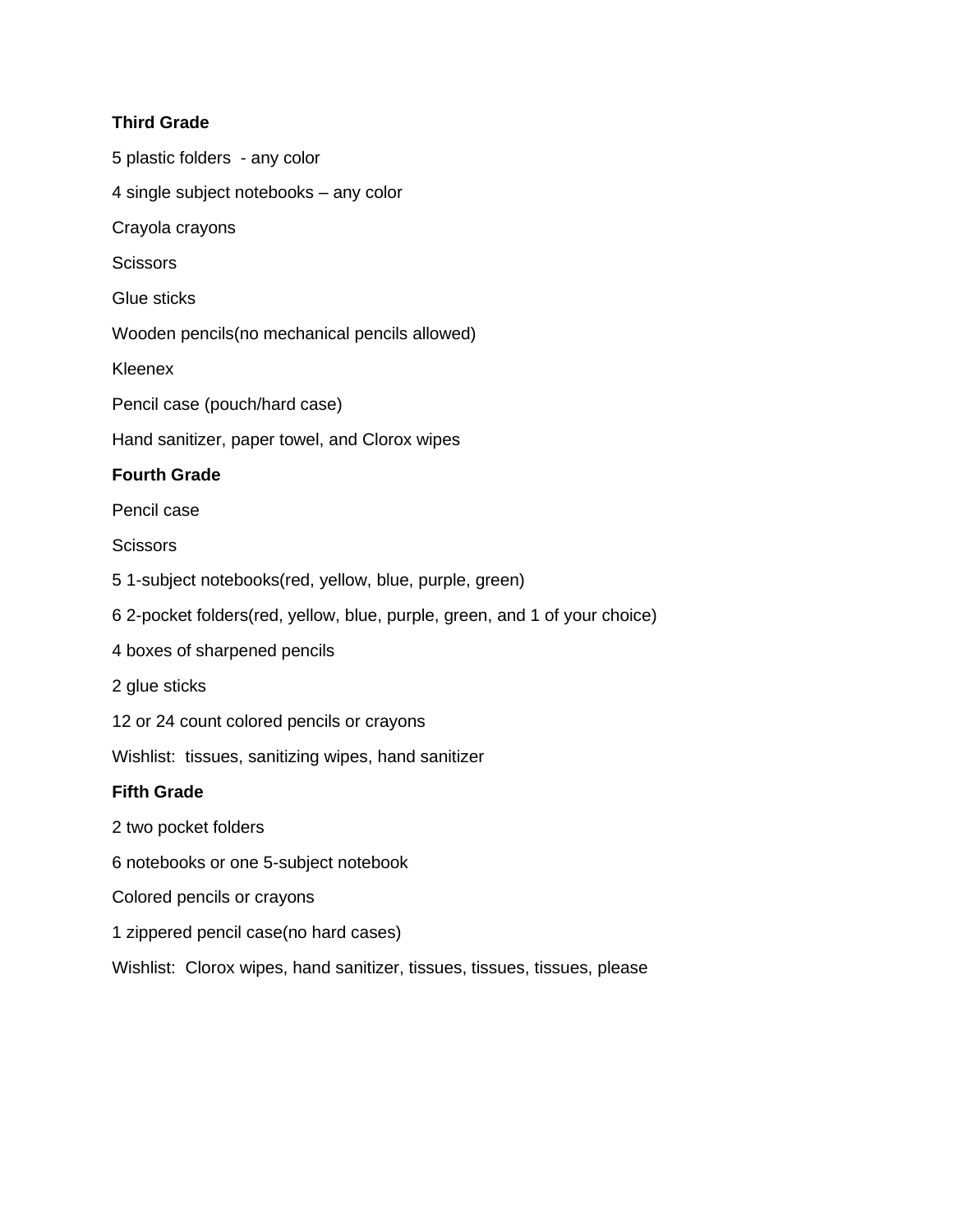**Third Grade**

5 plastic folders  - any color

4 single subject notebooks – any color

Crayola crayons

Scissors

Glue sticks

Wooden pencils(no mechanical pencils allowed)

Kleenex

Pencil case (pouch/hard case)

Hand sanitizer, paper towel, and Clorox wipes

**Fourth Grade**

Pencil case

Scissors

5 1-subject notebooks(red, yellow, blue, purple, green)

6 2-pocket folders(red, yellow, blue, purple, green, and 1 of your choice)

4 boxes of sharpened pencils

2 glue sticks

12 or 24 count colored pencils or crayons

Wishlist:  tissues, sanitizing wipes, hand sanitizer

**Fifth Grade**

2 two pocket folders

6 notebooks or one 5-subject notebook

Colored pencils or crayons

1 zippered pencil case(no hard cases)

Wishlist:  Clorox wipes, hand sanitizer, tissues, tissues, tissues, please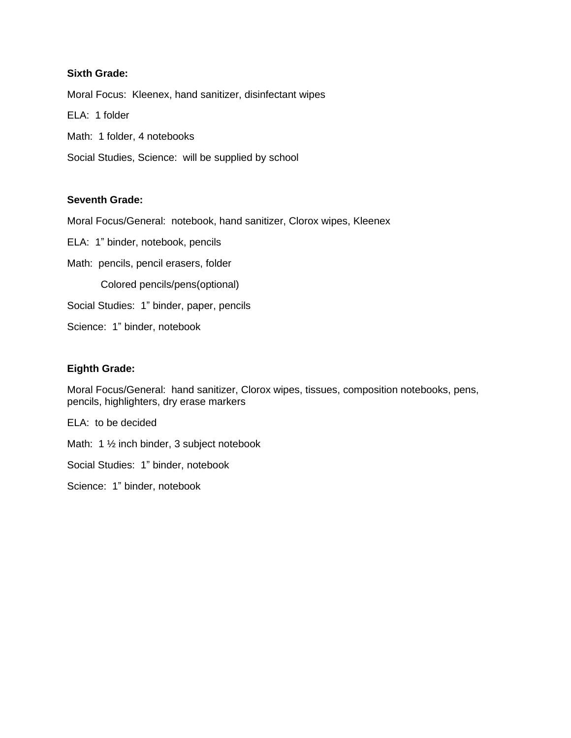**Sixth Grade:**

Moral Focus: Kleenex, hand sanitizer, disinfectant wipes

ELA: 1 folder

Math: 1 folder, 4 notebooks

Social Studies, Science: will be supplied by school

**Seventh Grade:**

Moral Focus/General: notebook, hand sanitizer, Clorox wipes, Kleenex

ELA: 1" binder, notebook, pencils

Math: pencils, pencil erasers, folder

Colored pencils/pens(optional)

Social Studies: 1" binder, paper, pencils

Science: 1" binder, notebook

**Eighth Grade:**

Moral Focus/General: hand sanitizer, Clorox wipes, tissues, composition notebooks, pens, pencils, highlighters, dry erase markers

ELA: to be decided

Math: 1 ½ inch binder, 3 subject notebook

Social Studies: 1" binder, notebook

Science: 1" binder, notebook